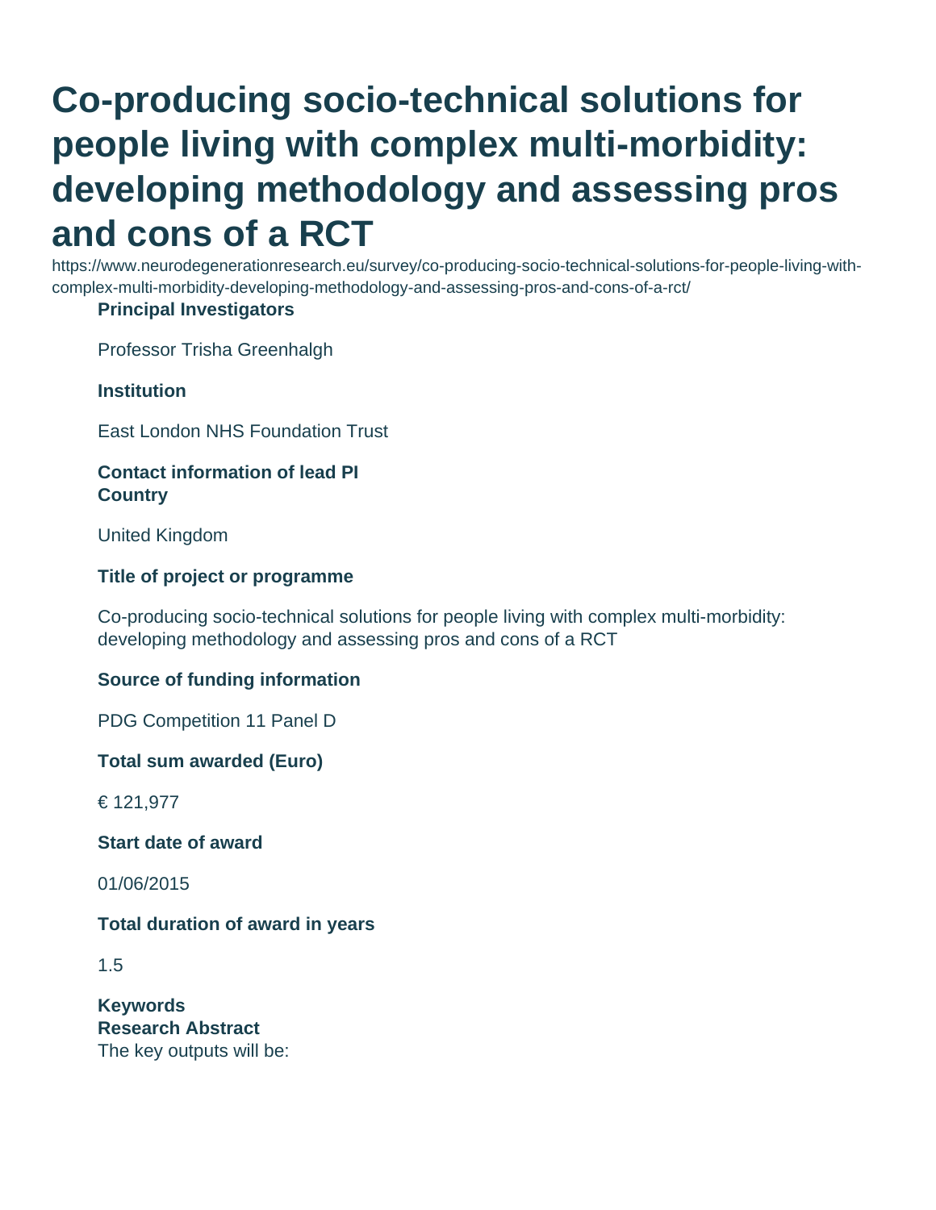# Co-producing socio-technical solutions for people living with complex multi-morbidity: developing methodology and assessing pros and cons of a RCT

https://www.neurodegenerationresearch.eu/survey/co-producing-socio-technical-solutions-for-people-living-with-complex-multi-morbidity-developing-methodology-and-assessing-pros-and-cons-of-a-rct/

**Principal Investigators**

Professor Trisha Greenhalgh

**Institution**

East London NHS Foundation Trust

**Contact information of lead PI**

**Country**

United Kingdom

**Title of project or programme**

Co-producing socio-technical solutions for people living with complex multi-morbidity: developing methodology and assessing pros and cons of a RCT

**Source of funding information**

PDG Competition 11 Panel D

**Total sum awarded (Euro)**

€ 121,977

**Start date of award**

01/06/2015

**Total duration of award in years**

1.5

**Keywords**

**Research Abstract**

The key outputs will be: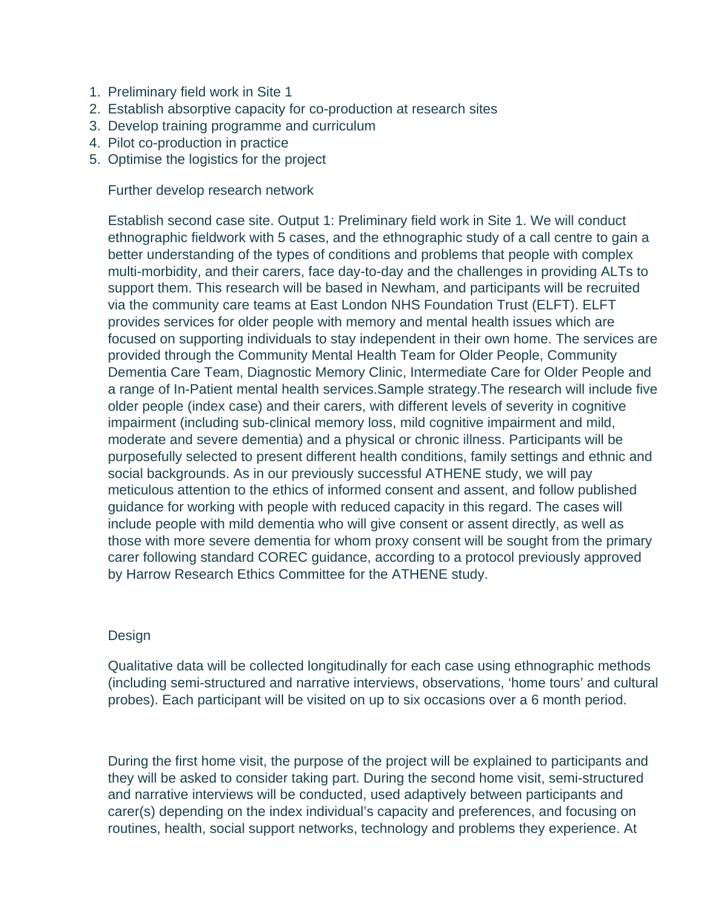1. Preliminary field work in Site 1
2. Establish absorptive capacity for co-production at research sites
3. Develop training programme and curriculum
4. Pilot co-production in practice
5. Optimise the logistics for the project

   Further develop research network

   Establish second case site. Output 1: Preliminary field work in Site 1. We will conduct ethnographic fieldwork with 5 cases, and the ethnographic study of a call centre to gain a better understanding of the types of conditions and problems that people with complex multi-morbidity, and their carers, face day-to-day and the challenges in providing ALTs to support them. This research will be based in Newham, and participants will be recruited via the community care teams at East London NHS Foundation Trust (ELFT). ELFT provides services for older people with memory and mental health issues which are focused on supporting individuals to stay independent in their own home. The services are provided through the Community Mental Health Team for Older People, Community Dementia Care Team, Diagnostic Memory Clinic, Intermediate Care for Older People and a range of In-Patient mental health services.Sample strategy.The research will include five older people (index case) and their carers, with different levels of severity in cognitive impairment (including sub-clinical memory loss, mild cognitive impairment and mild, moderate and severe dementia) and a physical or chronic illness. Participants will be purposefully selected to present different health conditions, family settings and ethnic and social backgrounds. As in our previously successful ATHENE study, we will pay meticulous attention to the ethics of informed consent and assent, and follow published guidance for working with people with reduced capacity in this regard. The cases will include people with mild dementia who will give consent or assent directly, as well as those with more severe dementia for whom proxy consent will be sought from the primary carer following standard COREC guidance, according to a protocol previously approved by Harrow Research Ethics Committee for the ATHENE study.

   Design

   Qualitative data will be collected longitudinally for each case using ethnographic methods (including semi-structured and narrative interviews, observations, 'home tours' and cultural probes). Each participant will be visited on up to six occasions over a 6 month period.

   During the first home visit, the purpose of the project will be explained to participants and they will be asked to consider taking part. During the second home visit, semi-structured and narrative interviews will be conducted, used adaptively between participants and carer(s) depending on the index individual's capacity and preferences, and focusing on routines, health, social support networks, technology and problems they experience. At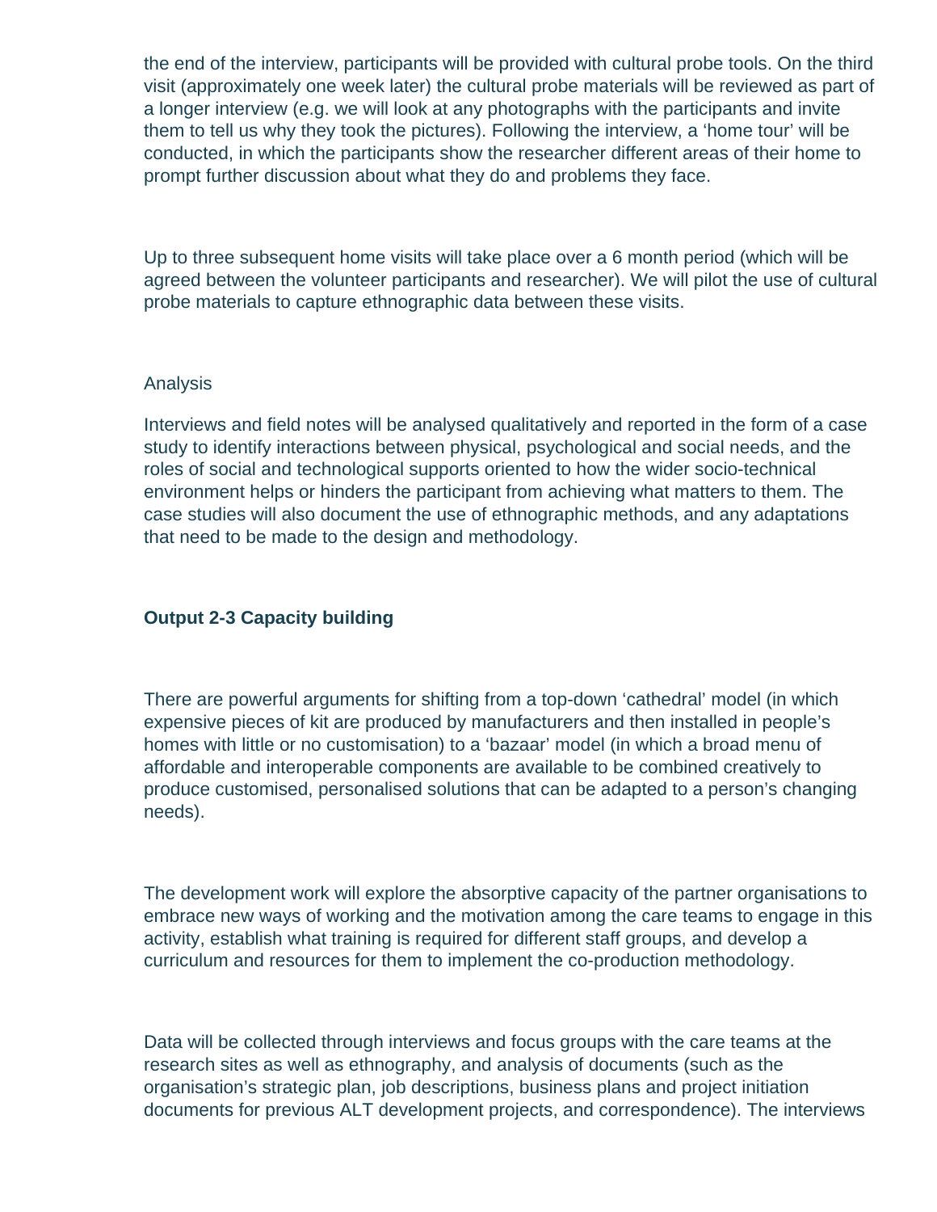the end of the interview, participants will be provided with cultural probe tools. On the third visit (approximately one week later) the cultural probe materials will be reviewed as part of a longer interview (e.g. we will look at any photographs with the participants and invite them to tell us why they took the pictures). Following the interview, a 'home tour' will be conducted, in which the participants show the researcher different areas of their home to prompt further discussion about what they do and problems they face.

Up to three subsequent home visits will take place over a 6 month period (which will be agreed between the volunteer participants and researcher). We will pilot the use of cultural probe materials to capture ethnographic data between these visits.

Analysis

Interviews and field notes will be analysed qualitatively and reported in the form of a case study to identify interactions between physical, psychological and social needs, and the roles of social and technological supports oriented to how the wider socio-technical environment helps or hinders the participant from achieving what matters to them. The case studies will also document the use of ethnographic methods, and any adaptations that need to be made to the design and methodology.

**Output 2-3 Capacity building**

There are powerful arguments for shifting from a top-down 'cathedral' model (in which expensive pieces of kit are produced by manufacturers and then installed in people's homes with little or no customisation) to a 'bazaar' model (in which a broad menu of affordable and interoperable components are available to be combined creatively to produce customised, personalised solutions that can be adapted to a person's changing needs).

The development work will explore the absorptive capacity of the partner organisations to embrace new ways of working and the motivation among the care teams to engage in this activity, establish what training is required for different staff groups, and develop a curriculum and resources for them to implement the co-production methodology.

Data will be collected through interviews and focus groups with the care teams at the research sites as well as ethnography, and analysis of documents (such as the organisation's strategic plan, job descriptions, business plans and project initiation documents for previous ALT development projects, and correspondence). The interviews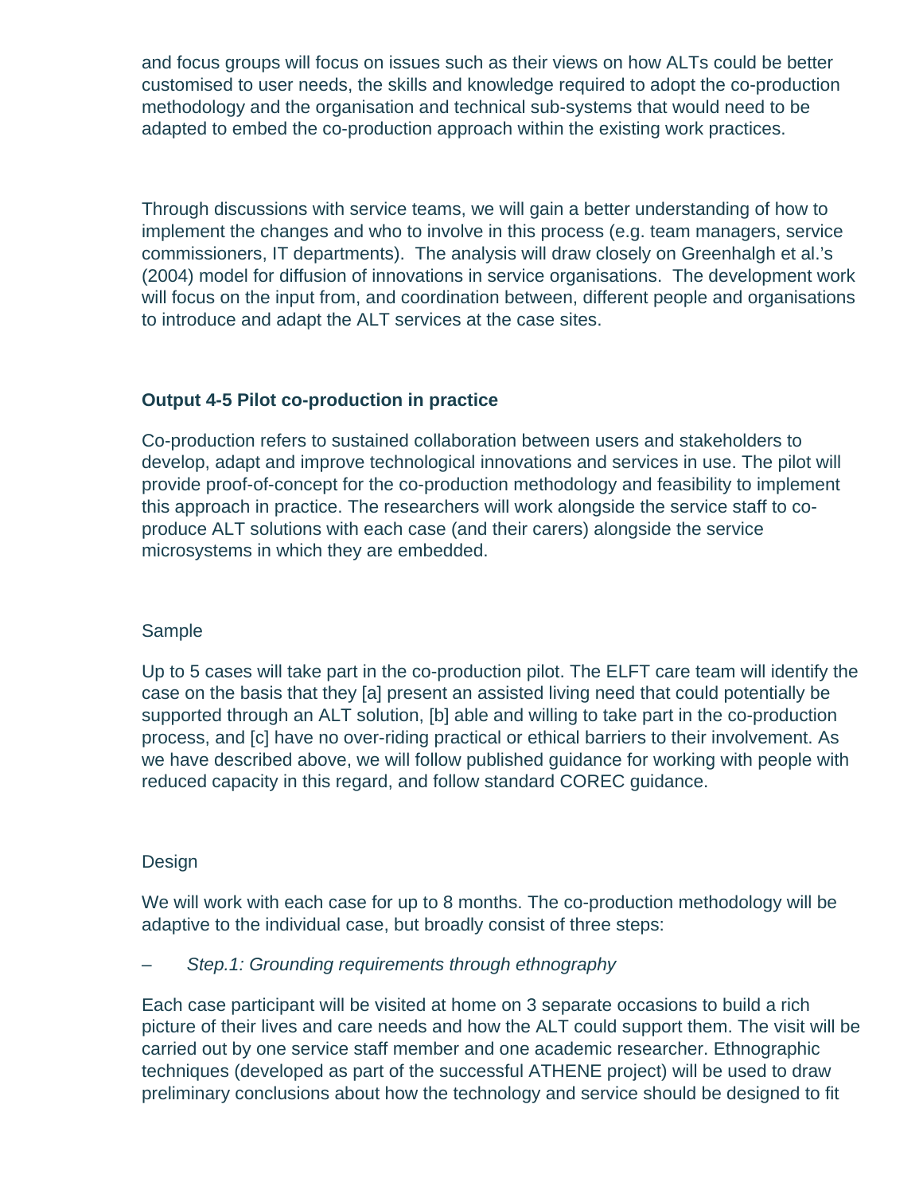and focus groups will focus on issues such as their views on how ALTs could be better customised to user needs, the skills and knowledge required to adopt the co-production methodology and the organisation and technical sub-systems that would need to be adapted to embed the co-production approach within the existing work practices.

Through discussions with service teams, we will gain a better understanding of how to implement the changes and who to involve in this process (e.g. team managers, service commissioners, IT departments). The analysis will draw closely on Greenhalgh et al.'s (2004) model for diffusion of innovations in service organisations. The development work will focus on the input from, and coordination between, different people and organisations to introduce and adapt the ALT services at the case sites.

**Output 4-5 Pilot co-production in practice**

Co-production refers to sustained collaboration between users and stakeholders to develop, adapt and improve technological innovations and services in use. The pilot will provide proof-of-concept for the co-production methodology and feasibility to implement this approach in practice. The researchers will work alongside the service staff to co-produce ALT solutions with each case (and their carers) alongside the service microsystems in which they are embedded.

Sample

Up to 5 cases will take part in the co-production pilot. The ELFT care team will identify the case on the basis that they [a] present an assisted living need that could potentially be supported through an ALT solution, [b] able and willing to take part in the co-production process, and [c] have no over-riding practical or ethical barriers to their involvement. As we have described above, we will follow published guidance for working with people with reduced capacity in this regard, and follow standard COREC guidance.

Design

We will work with each case for up to 8 months. The co-production methodology will be adaptive to the individual case, but broadly consist of three steps:

– *Step.1: Grounding requirements through ethnography*

Each case participant will be visited at home on 3 separate occasions to build a rich picture of their lives and care needs and how the ALT could support them. The visit will be carried out by one service staff member and one academic researcher. Ethnographic techniques (developed as part of the successful ATHENE project) will be used to draw preliminary conclusions about how the technology and service should be designed to fit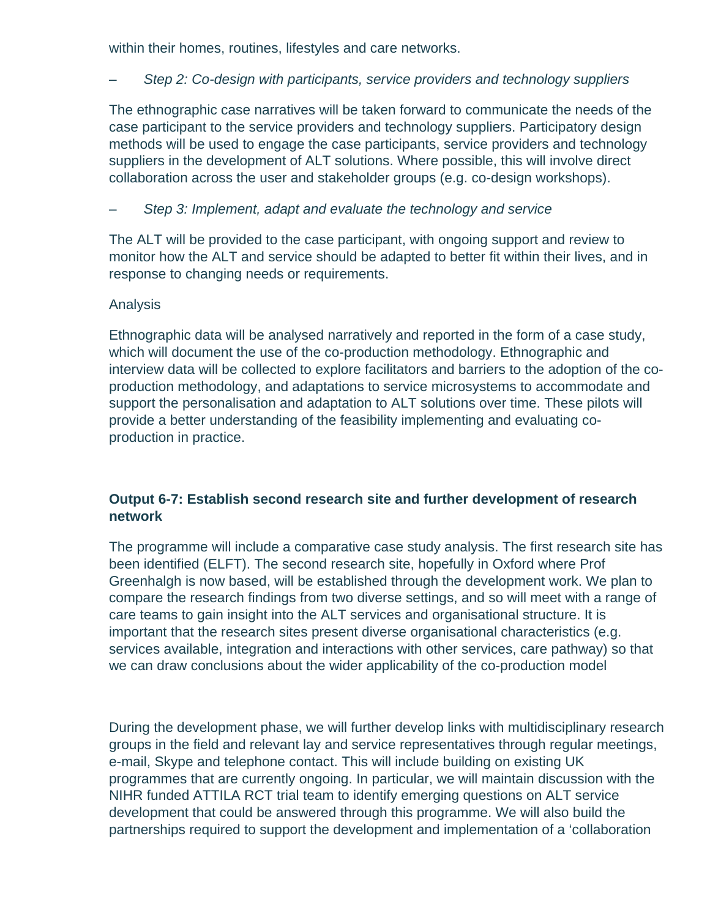within their homes, routines, lifestyles and care networks.

– *Step 2: Co-design with participants, service providers and technology suppliers*

The ethnographic case narratives will be taken forward to communicate the needs of the case participant to the service providers and technology suppliers. Participatory design methods will be used to engage the case participants, service providers and technology suppliers in the development of ALT solutions. Where possible, this will involve direct collaboration across the user and stakeholder groups (e.g. co-design workshops).

– *Step 3: Implement, adapt and evaluate the technology and service*

The ALT will be provided to the case participant, with ongoing support and review to monitor how the ALT and service should be adapted to better fit within their lives, and in response to changing needs or requirements.

Analysis

Ethnographic data will be analysed narratively and reported in the form of a case study, which will document the use of the co-production methodology. Ethnographic and interview data will be collected to explore facilitators and barriers to the adoption of the co-production methodology, and adaptations to service microsystems to accommodate and support the personalisation and adaptation to ALT solutions over time. These pilots will provide a better understanding of the feasibility implementing and evaluating co-production in practice.

**Output 6-7: Establish second research site and further development of research network**

The programme will include a comparative case study analysis. The first research site has been identified (ELFT). The second research site, hopefully in Oxford where Prof Greenhalgh is now based, will be established through the development work. We plan to compare the research findings from two diverse settings, and so will meet with a range of care teams to gain insight into the ALT services and organisational structure. It is important that the research sites present diverse organisational characteristics (e.g. services available, integration and interactions with other services, care pathway) so that we can draw conclusions about the wider applicability of the co-production model

During the development phase, we will further develop links with multidisciplinary research groups in the field and relevant lay and service representatives through regular meetings, e-mail, Skype and telephone contact. This will include building on existing UK programmes that are currently ongoing. In particular, we will maintain discussion with the NIHR funded ATTILA RCT trial team to identify emerging questions on ALT service development that could be answered through this programme. We will also build the partnerships required to support the development and implementation of a 'collaboration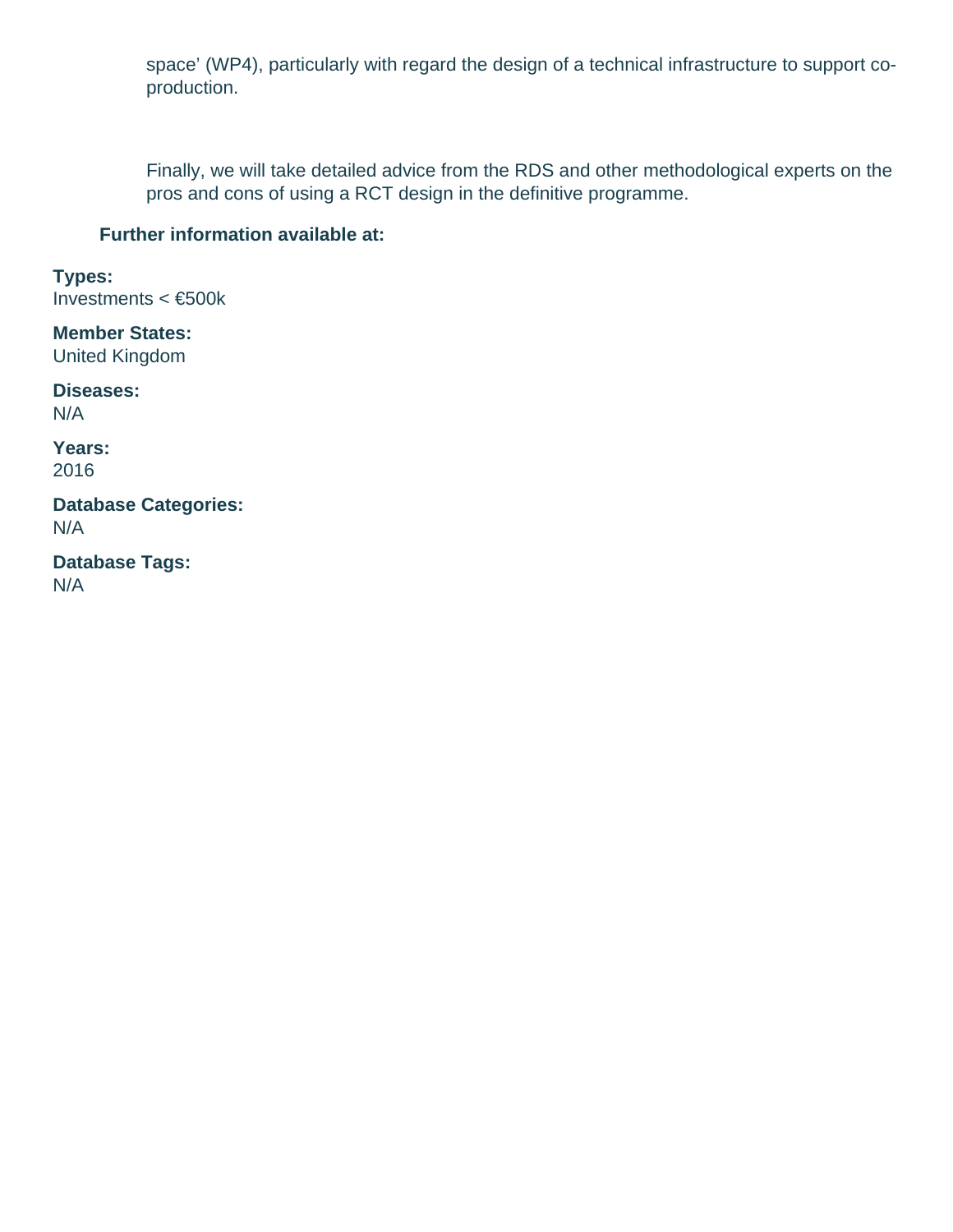space' (WP4), particularly with regard the design of a technical infrastructure to support co-production.

Finally, we will take detailed advice from the RDS and other methodological experts on the pros and cons of using a RCT design in the definitive programme.

**Further information available at:**

**Types:**
Investments < €500k

**Member States:**
United Kingdom

**Diseases:**
N/A

**Years:**
2016

**Database Categories:**
N/A

**Database Tags:**
N/A